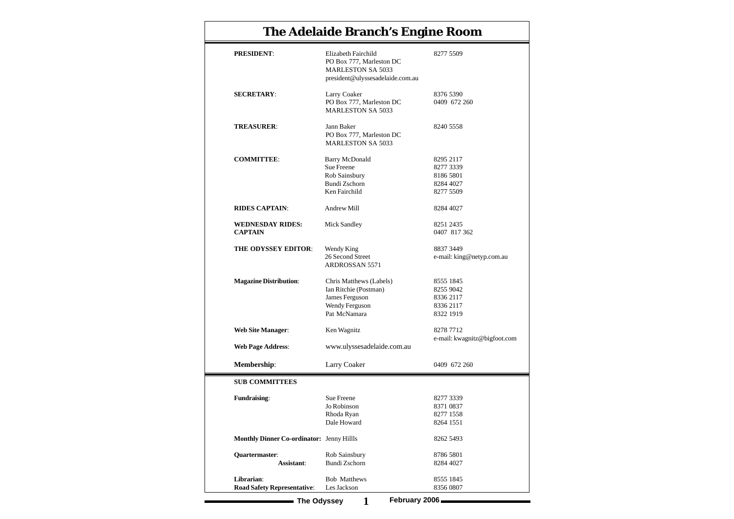# The Adelaide Branch's Engine Room

| | | |
|---|---|---|
| **PRESIDENT**: | Elizabeth Fairchild<br>PO Box 777, Marleston DC<br>MARLESTON SA 5033<br>president@ulyssesadelaide.com.au | 8277 5509 |
| **SECRETARY**: | Larry Coaker<br>PO Box 777, Marleston DC<br>MARLESTON SA 5033 | 8376 5390<br>0409 672 260 |
| **TREASURER**: | Jann Baker<br>PO Box 777, Marleston DC<br>MARLESTON SA 5033 | 8240 5558 |
| **COMMITTEE**: | Barry McDonald<br>Sue Freene<br>Rob Sainsbury<br>Bundi Zschorn<br>Ken Fairchild | 8295 2117<br>8277 3339<br>8186 5801<br>8284 4027<br>8277 5509 |
| **RIDES CAPTAIN**: | Andrew Mill | 8284 4027 |
| **WEDNESDAY RIDES: CAPTAIN** | Mick Sandley | 8251 2435<br>0407 817 362 |
| **THE ODYSSEY EDITOR**: | Wendy King<br>26 Second Street<br>ARDROSSAN 5571 | 8837 3449<br>e-mail: king@netyp.com.au |
| **Magazine Distribution**: | Chris Matthews (Labels)<br>Ian Ritchie (Postman)<br>James Ferguson<br>Wendy Ferguson<br>Pat McNamara | 8555 1845<br>8255 9042<br>8336 2117<br>8336 2117<br>8322 1919 |
| **Web Site Manager**: | Ken Wagnitz | 8278 7712<br>e-mail: kwagnitz@bigfoot.com |
| **Web Page Address**: | www.ulyssesadelaide.com.au | |
| **Membership**: | Larry Coaker | 0409 672 260 |

## SUB COMMITTEES

| | | |
|---|---|---|
| **Fundraising**: | Sue Freene<br>Jo Robinson<br>Rhoda Ryan<br>Dale Howard | 8277 3339<br>8371 0837<br>8277 1558<br>8264 1551 |
| **Monthly Dinner Co-ordinator:** | Jenny Hillls | 8262 5493 |
| **Quartermaster**: | Rob Sainsbury | 8786 5801 |
| **Assistant**: | Bundi Zschorn | 8284 4027 |
| **Librarian**: | Bob Matthews | 8555 1845 |
| **Road Safety Representative**: | Les Jackson | 8356 0807 |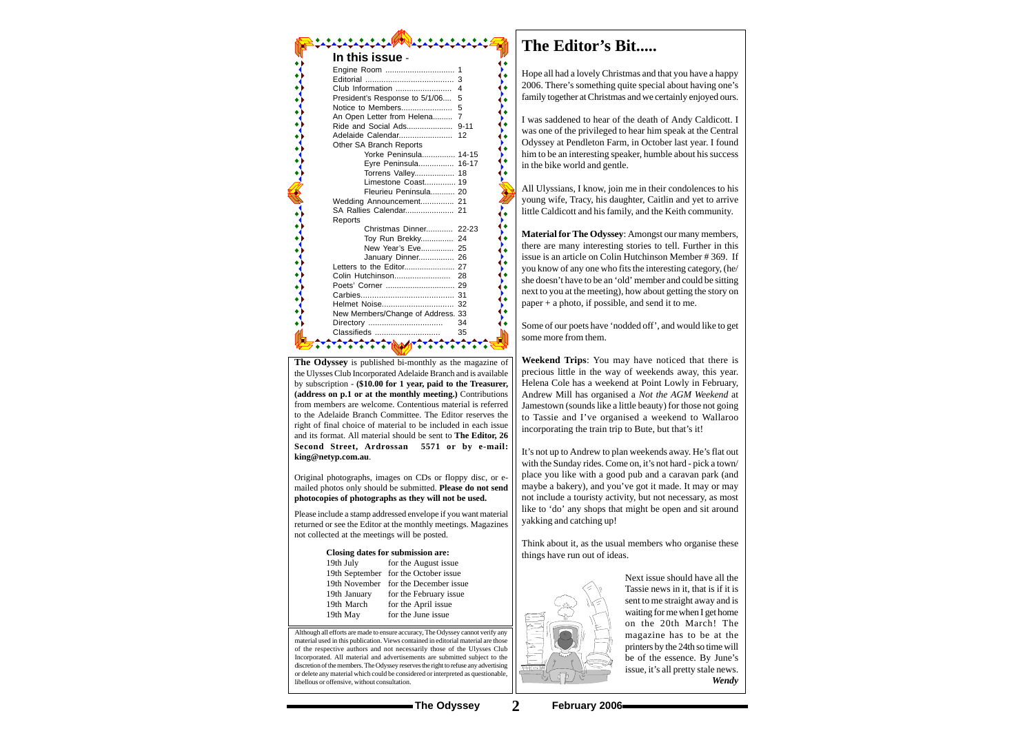## In this issue -

| | |
|---|---|
| Engine Room | 1 |
| Editorial | 3 |
| Club Information | 4 |
| President's Response to 5/1/06 | 5 |
| Notice to Members | 5 |
| An Open Letter from Helena | 7 |
| Ride and Social Ads | 9-11 |
| Adelaide Calendar | 12 |
| Other SA Branch Reports | |
| Yorke Peninsula | 14-15 |
| Eyre Peninsula | 16-17 |
| Torrens Valley | 18 |
| Limestone Coast | 19 |
| Fleurieu Peninsula | 20 |
| Wedding Announcement | 21 |
| SA Rallies Calendar | 21 |
| Reports | |
| Christmas Dinner | 22-23 |
| Toy Run Brekky | 24 |
| New Year's Eve | 25 |
| January Dinner | 26 |
| Letters to the Editor | 27 |
| Colin Hutchinson | 28 |
| Poets' Corner | 29 |
| Carbies | 31 |
| Helmet Noise | 32 |
| New Members/Change of Address | 33 |
| Directory | 34 |
| Classifieds | 35 |

**The Odyssey** is published bi-monthly as the magazine of the Ulysses Club Incorporated Adelaide Branch and is available by subscription - **($10.00 for 1 year, paid to the Treasurer, (address on p.1 or at the monthly meeting.)** Contributions from members are welcome. Contentious material is referred to the Adelaide Branch Committee. The Editor reserves the right of final choice of material to be included in each issue and its format. All material should be sent to **The Editor, 26 Second Street, Ardrossan 5571 or by e-mail: king@netyp.com.au**.

Original photographs, images on CDs or floppy disc, or e-mailed photos only should be submitted. **Please do not send photocopies of photographs as they will not be used.**

Please include a stamp addressed envelope if you want material returned or see the Editor at the monthly meetings. Magazines not collected at the meetings will be posted.

**Closing dates for submission are:**

| | |
|---|---|
| 19th July | for the August issue |
| 19th September | for the October issue |
| 19th November | for the December issue |
| 19th January | for the February issue |
| 19th March | for the April issue |
| 19th May | for the June issue |

Although all efforts are made to ensure accuracy, The Odyssey cannot verify any material used in this publication. Views contained in editorial material are those of the respective authors and not necessarily those of the Ulysses Club Incorporated. All material and advertisements are submitted subject to the discretion of the members. The Odyssey reserves the right to refuse any advertising or delete any material which could be considered or interpreted as questionable, libellous or offensive, without consultation.

# The Editor's Bit.....

Hope all had a lovely Christmas and that you have a happy 2006. There's something quite special about having one's family together at Christmas and we certainly enjoyed ours.

I was saddened to hear of the death of Andy Caldicott. I was one of the privileged to hear him speak at the Central Odyssey at Pendleton Farm, in October last year. I found him to be an interesting speaker, humble about his success in the bike world and gentle.

All Ulyssians, I know, join me in their condolences to his young wife, Tracy, his daughter, Caitlin and yet to arrive little Caldicott and his family, and the Keith community.

**Material for The Odyssey**: Amongst our many members, there are many interesting stories to tell. Further in this issue is an article on Colin Hutchinson Member # 369. If you know of any one who fits the interesting category, (he/she doesn't have to be an 'old' member and could be sitting next to you at the meeting), how about getting the story on paper + a photo, if possible, and send it to me.

Some of our poets have 'nodded off', and would like to get some more from them.

**Weekend Trips**: You may have noticed that there is precious little in the way of weekends away, this year. Helena Cole has a weekend at Point Lowly in February, Andrew Mill has organised a *Not the AGM Weekend* at Jamestown (sounds like a little beauty) for those not going to Tassie and I've organised a weekend to Wallaroo incorporating the train trip to Bute, but that's it!

It's not up to Andrew to plan weekends away. He's flat out with the Sunday rides. Come on, it's not hard - pick a town/place you like with a good pub and a caravan park (and maybe a bakery), and you've got it made. It may or may not include a touristy activity, but not necessary, as most like to 'do' any shops that might be open and sit around yakking and catching up!

Think about it, as the usual members who organise these things have run out of ideas.

Next issue should have all the Tassie news in it, that is if it is sent to me straight away and is waiting for me when I get home on the 20th March! The magazine has to be at the printers by the 24th so time will be of the essence. By June's issue, it's all pretty stale news.

***Wendy***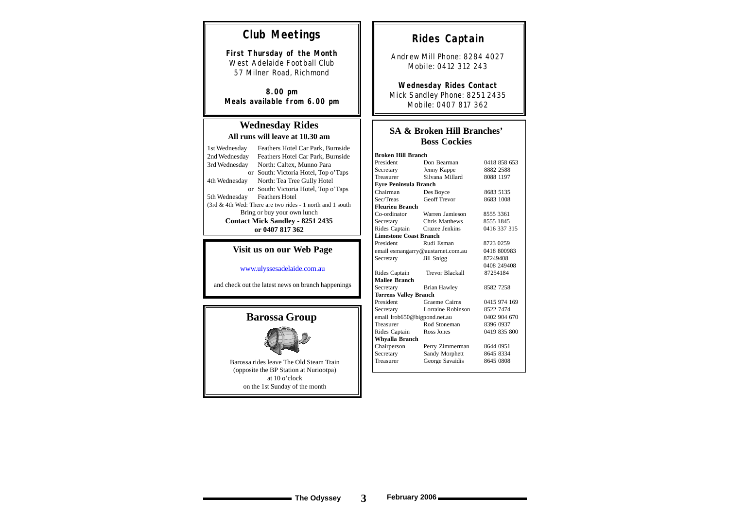## Club Meetings

**First Thursday of the Month**
West Adelaide Football Club
57 Milner Road, Richmond

**8.00 pm**
**Meals available from 6.00 pm**

## Wednesday Rides

**All runs will leave at 10.30 am**

| | |
|---|---|
| 1st Wednesday | Feathers Hotel Car Park, Burnside |
| 2nd Wednesday | Feathers Hotel Car Park, Burnside |
| 3rd Wednesday | North: Caltex, Munno Para |
| or | South: Victoria Hotel, Top o'Taps |
| 4th Wednesday | North: Tea Tree Gully Hotel |
| or | South: Victoria Hotel, Top o'Taps |
| 5th Wednesday | Feathers Hotel |

(3rd & 4th Wed: There are two rides - 1 north and 1 south

Bring or buy your own lunch

**Contact Mick Sandley - 8251 2435**
**or 0407 817 362**

## Visit us on our Web Page

www.ulyssesadelaide.com.au

and check out the latest news on branch happenings

## Barossa Group

Barossa rides leave The Old Steam Train
(opposite the BP Station at Nuriootpa)
at 10 o'clock
on the 1st Sunday of the month

## Rides Captain

Andrew Mill Phone: 8284 4027
Mobile: 0412 312 243

**Wednesday Rides Contact**
Mick Sandley Phone: 8251 2435
Mobile: 0407 817 362

## SA & Broken Hill Branches' Boss Cockies

| | | |
|---|---|---|
| **Broken Hill Branch** | | |
| President | Don Bearman | 0418 858 653 |
| Secretary | Jenny Kappe | 8882 2588 |
| Treasurer | Silvana Millard | 8088 1197 |
| **Eyre Peninsula Branch** | | |
| Chairman | Des Boyce | 8683 5135 |
| Sec/Treas | Geoff Trevor | 8683 1008 |
| **Fleurieu Branch** | | |
| Co-ordinator | Warren Jamieson | 8555 3361 |
| Secretary | Chris Matthews | 8555 1845 |
| Rides Captain | Crazee Jenkins | 0416 337 315 |
| **Limestone Coast Branch** | | |
| President | Rudi Esman | 8723 0259 |
| email esmangarry@austarnet.com.au | | 0418 800983 |
| Secretary | Jill Snigg | 87249408 |
| | | 0408 249408 |
| Rides Captain | Trevor Blackall | 87254184 |
| **Mallee Branch** | | |
| Secretary | Brian Hawley | 8582 7258 |
| **Torrens Valley Branch** | | |
| President | Graeme Cairns | 0415 974 169 |
| Secretary | Lorraine Robinson | 8522 7474 |
| email lrob650@bigpond.net.au | | 0402 904 670 |
| Treasurer | Rod Stoneman | 8396 0937 |
| Rides Captain | Ross Jones | 0419 835 800 |
| **Whyalla Branch** | | |
| Chairperson | Perry Zimmerman | 8644 0951 |
| Secretary | Sandy Morphett | 8645 8334 |
| Treasurer | George Savaidis | 8645 0808 |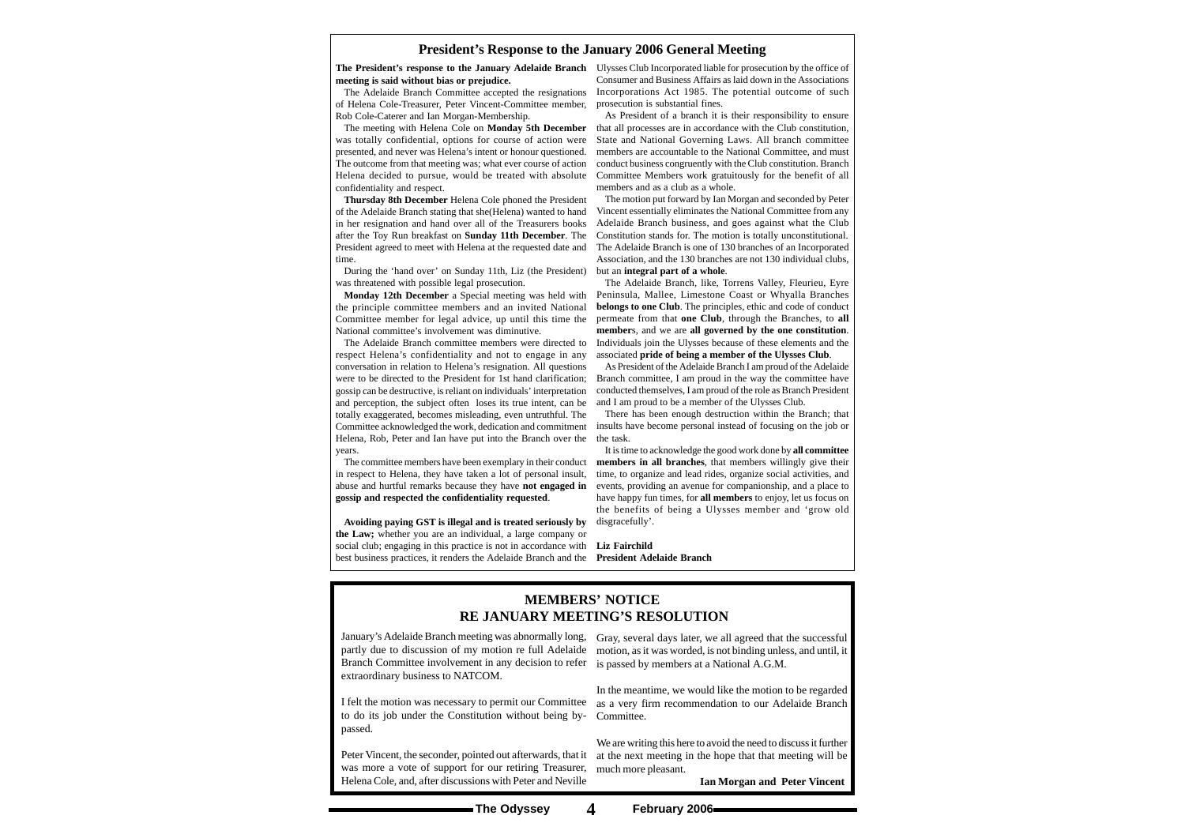## President's Response to the January 2006 General Meeting

**The President's response to the January Adelaide Branch meeting is said without bias or prejudice.**

The Adelaide Branch Committee accepted the resignations of Helena Cole-Treasurer, Peter Vincent-Committee member, Rob Cole-Caterer and Ian Morgan-Membership.

The meeting with Helena Cole on **Monday 5th December** was totally confidential, options for course of action were presented, and never was Helena's intent or honour questioned. The outcome from that meeting was; what ever course of action Helena decided to pursue, would be treated with absolute confidentiality and respect.

**Thursday 8th December** Helena Cole phoned the President of the Adelaide Branch stating that she(Helena) wanted to hand in her resignation and hand over all of the Treasurers books after the Toy Run breakfast on **Sunday 11th December**. The President agreed to meet with Helena at the requested date and time.

During the 'hand over' on Sunday 11th, Liz (the President) was threatened with possible legal prosecution.

**Monday 12th December** a Special meeting was held with the principle committee members and an invited National Committee member for legal advice, up until this time the National committee's involvement was diminutive.

The Adelaide Branch committee members were directed to respect Helena's confidentiality and not to engage in any conversation in relation to Helena's resignation. All questions were to be directed to the President for 1st hand clarification; gossip can be destructive, is reliant on individuals' interpretation and perception, the subject often loses its true intent, can be totally exaggerated, becomes misleading, even untruthful. The Committee acknowledged the work, dedication and commitment Helena, Rob, Peter and Ian have put into the Branch over the years.

The committee members have been exemplary in their conduct in respect to Helena, they have taken a lot of personal insult, abuse and hurtful remarks because they have **not engaged in gossip and respected the confidentiality requested**.

**Avoiding paying GST is illegal and is treated seriously by the Law;** whether you are an individual, a large company or social club; engaging in this practice is not in accordance with best business practices, it renders the Adelaide Branch and the Ulysses Club Incorporated liable for prosecution by the office of Consumer and Business Affairs as laid down in the Associations Incorporations Act 1985. The potential outcome of such prosecution is substantial fines.

As President of a branch it is their responsibility to ensure that all processes are in accordance with the Club constitution, State and National Governing Laws. All branch committee members are accountable to the National Committee, and must conduct business congruently with the Club constitution. Branch Committee Members work gratuitously for the benefit of all members and as a club as a whole.

The motion put forward by Ian Morgan and seconded by Peter Vincent essentially eliminates the National Committee from any Adelaide Branch business, and goes against what the Club Constitution stands for. The motion is totally unconstitutional. The Adelaide Branch is one of 130 branches of an Incorporated Association, and the 130 branches are not 130 individual clubs, but an **integral part of a whole**.

The Adelaide Branch, like, Torrens Valley, Fleurieu, Eyre Peninsula, Mallee, Limestone Coast or Whyalla Branches **belongs to one Club**. The principles, ethic and code of conduct permeate from that **one Club**, through the Branches, to **all member**s, and we are **all governed by the one constitution**. Individuals join the Ulysses because of these elements and the associated **pride of being a member of the Ulysses Club**.

As President of the Adelaide Branch I am proud of the Adelaide Branch committee, I am proud in the way the committee have conducted themselves, I am proud of the role as Branch President and I am proud to be a member of the Ulysses Club.

There has been enough destruction within the Branch; that insults have become personal instead of focusing on the job or the task.

It is time to acknowledge the good work done by **all committee members in all branches**, that members willingly give their time, to organize and lead rides, organize social activities, and events, providing an avenue for companionship, and a place to have happy fun times, for **all members** to enjoy, let us focus on the benefits of being a Ulysses member and 'grow old disgracefully'.

**Liz Fairchild**
**President Adelaide Branch**

## MEMBERS' NOTICE RE JANUARY MEETING'S RESOLUTION

January's Adelaide Branch meeting was abnormally long, partly due to discussion of my motion re full Adelaide Branch Committee involvement in any decision to refer extraordinary business to NATCOM.

I felt the motion was necessary to permit our Committee to do its job under the Constitution without being by-passed.

Peter Vincent, the seconder, pointed out afterwards, that it was more a vote of support for our retiring Treasurer, Helena Cole, and, after discussions with Peter and Neville Gray, several days later, we all agreed that the successful motion, as it was worded, is not binding unless, and until, it is passed by members at a National A.G.M.

In the meantime, we would like the motion to be regarded as a very firm recommendation to our Adelaide Branch Committee.

We are writing this here to avoid the need to discuss it further at the next meeting in the hope that that meeting will be much more pleasant.

**Ian Morgan and Peter Vincent**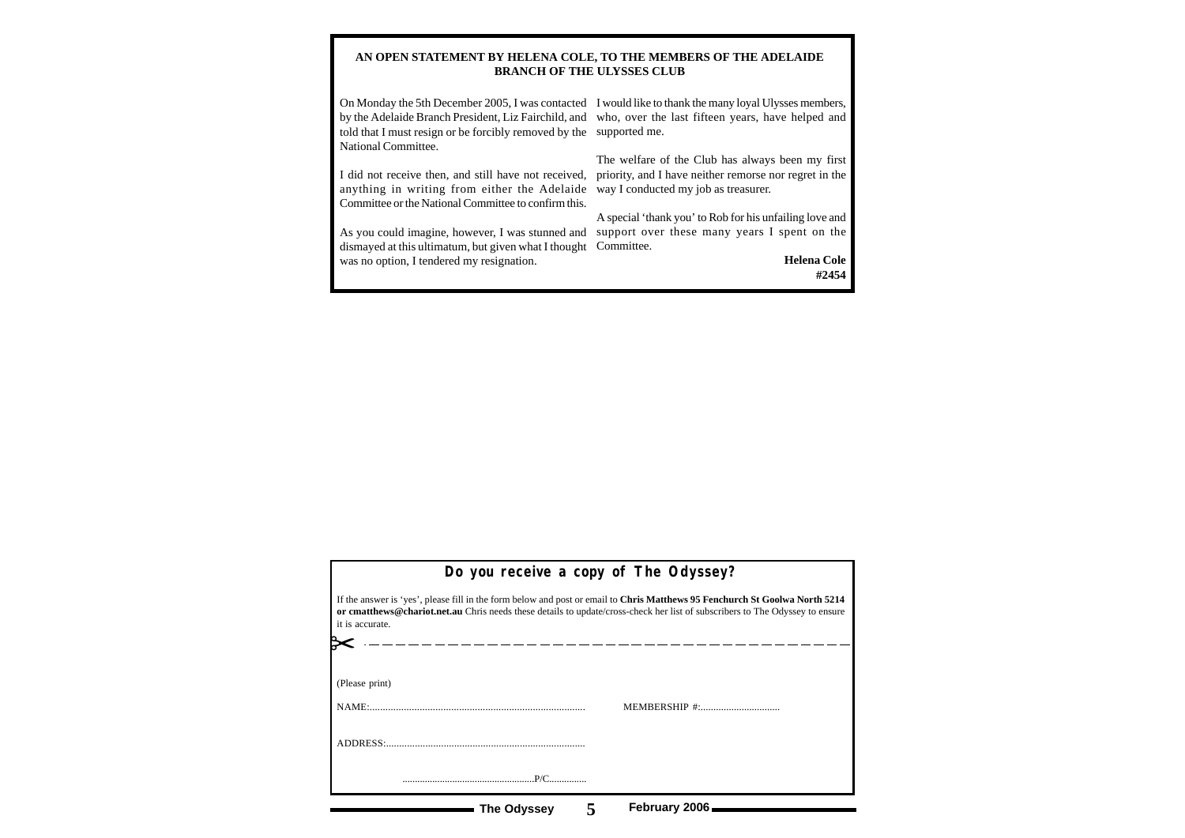## AN OPEN STATEMENT BY HELENA COLE, TO THE MEMBERS OF THE ADELAIDE BRANCH OF THE ULYSSES CLUB

On Monday the 5th December 2005, I was contacted by the Adelaide Branch President, Liz Fairchild, and told that I must resign or be forcibly removed by the National Committee.

I did not receive then, and still have not received, anything in writing from either the Adelaide Committee or the National Committee to confirm this.

As you could imagine, however, I was stunned and dismayed at this ultimatum, but given what I thought was no option, I tendered my resignation.

I would like to thank the many loyal Ulysses members, who, over the last fifteen years, have helped and supported me.

The welfare of the Club has always been my first priority, and I have neither remorse nor regret in the way I conducted my job as treasurer.

A special 'thank you' to Rob for his unfailing love and support over these many years I spent on the Committee.

**Helena Cole**
**#2454**

## Do you receive a copy of The Odyssey?

If the answer is 'yes', please fill in the form below and post or email to **Chris Matthews 95 Fenchurch St Goolwa North 5214 or cmatthews@chariot.net.au** Chris needs these details to update/cross-check her list of subscribers to The Odyssey to ensure it is accurate.

✂ - - - - - - - - - - - - - - - - - - - - - - - - - - - - - - - - - - - - - -

(Please print)

NAME:.................................................................................... MEMBERSHIP #:...............................

ADDRESS:............................................................................

....................................................P/C...............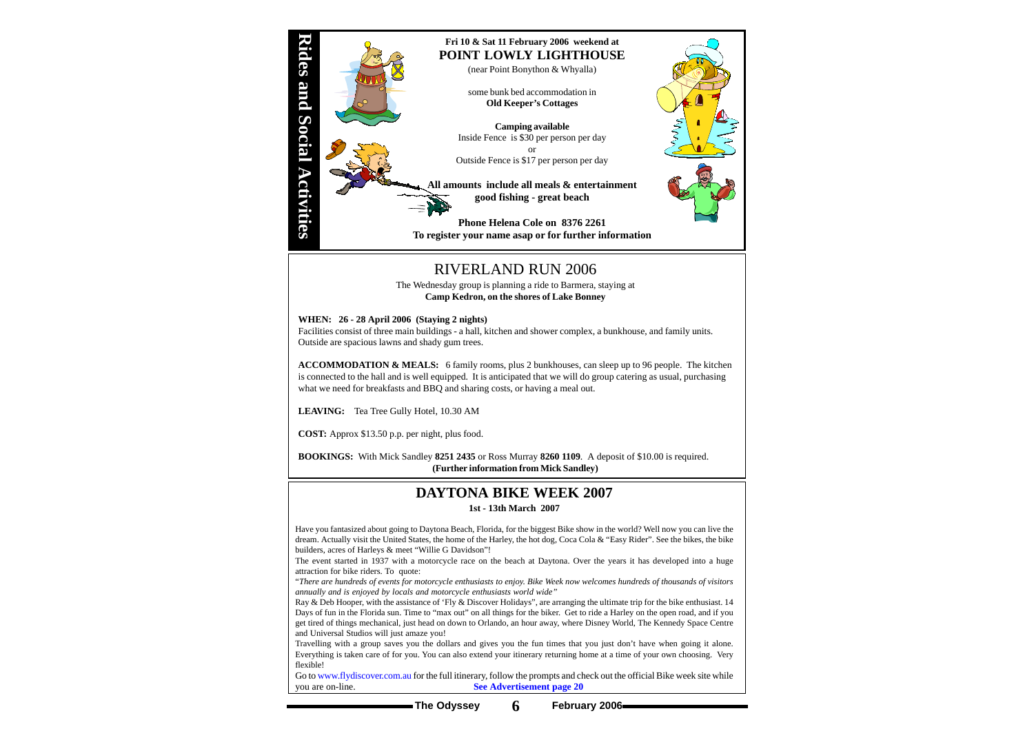# Rides and Social Activities

**Fri 10 & Sat 11 February 2006 weekend at**

## POINT LOWLY LIGHTHOUSE

(near Point Bonython & Whyalla)

some bunk bed accommodation in
**Old Keeper's Cottages**

**Camping available**
Inside Fence is $30 per person per day
or
Outside Fence is $17 per person per day

**All amounts include all meals & entertainment**
**good fishing - great beach**

**Phone Helena Cole on 8376 2261**
**To register your name asap or for further information**

## RIVERLAND RUN 2006

The Wednesday group is planning a ride to Barmera, staying at
**Camp Kedron, on the shores of Lake Bonney**

**WHEN: 26 - 28 April 2006 (Staying 2 nights)**
Facilities consist of three main buildings - a hall, kitchen and shower complex, a bunkhouse, and family units. Outside are spacious lawns and shady gum trees.

**ACCOMMODATION & MEALS:** 6 family rooms, plus 2 bunkhouses, can sleep up to 96 people. The kitchen is connected to the hall and is well equipped. It is anticipated that we will do group catering as usual, purchasing what we need for breakfasts and BBQ and sharing costs, or having a meal out.

**LEAVING:** Tea Tree Gully Hotel, 10.30 AM

**COST:** Approx $13.50 p.p. per night, plus food.

**BOOKINGS:** With Mick Sandley **8251 2435** or Ross Murray **8260 1109**. A deposit of $10.00 is required.
**(Further information from Mick Sandley)**

## DAYTONA BIKE WEEK 2007

**1st - 13th March 2007**

Have you fantasized about going to Daytona Beach, Florida, for the biggest Bike show in the world? Well now you can live the dream. Actually visit the United States, the home of the Harley, the hot dog, Coca Cola & "Easy Rider". See the bikes, the bike builders, acres of Harleys & meet "Willie G Davidson"!

The event started in 1937 with a motorcycle race on the beach at Daytona. Over the years it has developed into a huge attraction for bike riders. To quote:

"*There are hundreds of events for motorcycle enthusiasts to enjoy. Bike Week now welcomes hundreds of thousands of visitors annually and is enjoyed by locals and motorcycle enthusiasts world wide"*

Ray & Deb Hooper, with the assistance of 'Fly & Discover Holidays", are arranging the ultimate trip for the bike enthusiast. 14 Days of fun in the Florida sun. Time to "max out" on all things for the biker. Get to ride a Harley on the open road, and if you get tired of things mechanical, just head on down to Orlando, an hour away, where Disney World, The Kennedy Space Centre and Universal Studios will just amaze you!

Travelling with a group saves you the dollars and gives you the fun times that you just don't have when going it alone. Everything is taken care of for you. You can also extend your itinerary returning home at a time of your own choosing. Very flexible!

Go to www.flydiscover.com.au for the full itinerary, follow the prompts and check out the official Bike week site while you are on-line. **See Advertisement page 20**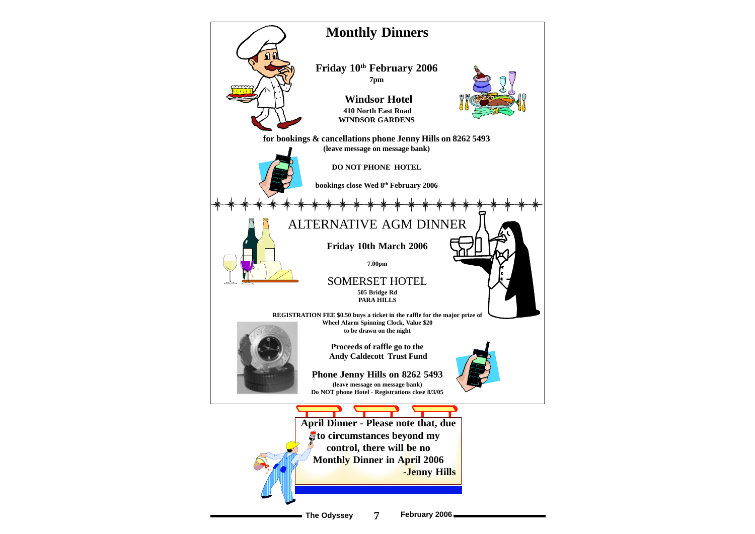# Monthly Dinners

**Friday 10th February 2006**

**7pm**

## Windsor Hotel

**410 North East Road**
**WINDSOR GARDENS**

**for bookings & cancellations phone Jenny Hills on 8262 5493**
**(leave message on message bank)**

**DO NOT PHONE HOTEL**

**bookings close Wed 8th February 2006**

---

# ALTERNATIVE AGM DINNER

**Friday 10th March 2006**

**7.00pm**

## SOMERSET HOTEL

**505 Bridge Rd**
**PARA HILLS**

**REGISTRATION FEE $0.50 buys a ticket in the raffle for the major prize of Wheel Alarm Spinning Clock, Value $20 to be drawn on the night**

**Proceeds of raffle go to the Andy Caldecott Trust Fund**

**Phone Jenny Hills on 8262 5493**
**(leave message on message bank)**
**Do NOT phone Hotel - Registrations close 8/3/05**

---

**April Dinner - Please note that, due to circumstances beyond my control, there will be no Monthly Dinner in April 2006**
**-Jenny Hills**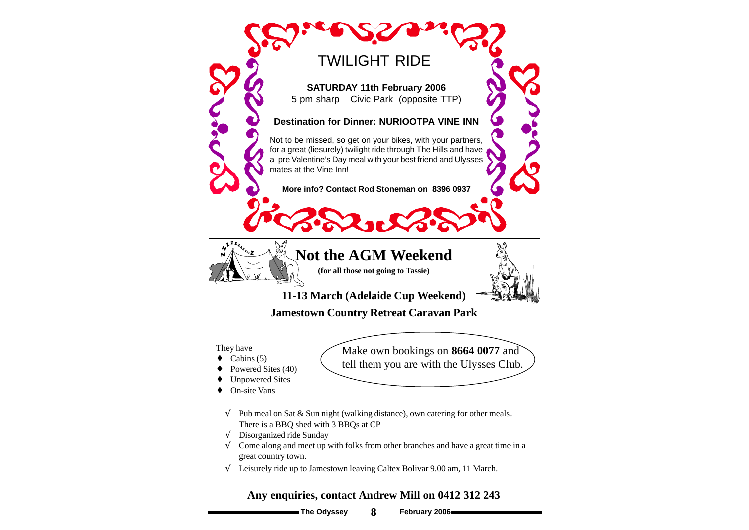# TWILIGHT RIDE

**SATURDAY 11th February 2006**

5 pm sharp Civic Park (opposite TTP)

**Destination for Dinner: NURIOOTPA VINE INN**

Not to be missed, so get on your bikes, with your partners, for a great (liesurely) twilight ride through The Hills and have a pre Valentine's Day meal with your best friend and Ulysses mates at the Vine Inn!

**More info? Contact Rod Stoneman on 8396 0937**

# Not the AGM Weekend

**(for all those not going to Tassie)**

**11-13 March (Adelaide Cup Weekend)**

**Jamestown Country Retreat Caravan Park**

They have

- Cabins (5)
- Powered Sites (40)
- Unpowered Sites
- On-site Vans

Make own bookings on **8664 0077** and tell them you are with the Ulysses Club.

- √ Pub meal on Sat & Sun night (walking distance), own catering for other meals. There is a BBQ shed with 3 BBQs at CP
- √ Disorganized ride Sunday
- √ Come along and meet up with folks from other branches and have a great time in a great country town.
- √ Leisurely ride up to Jamestown leaving Caltex Bolivar 9.00 am, 11 March.

**Any enquiries, contact Andrew Mill on 0412 312 243**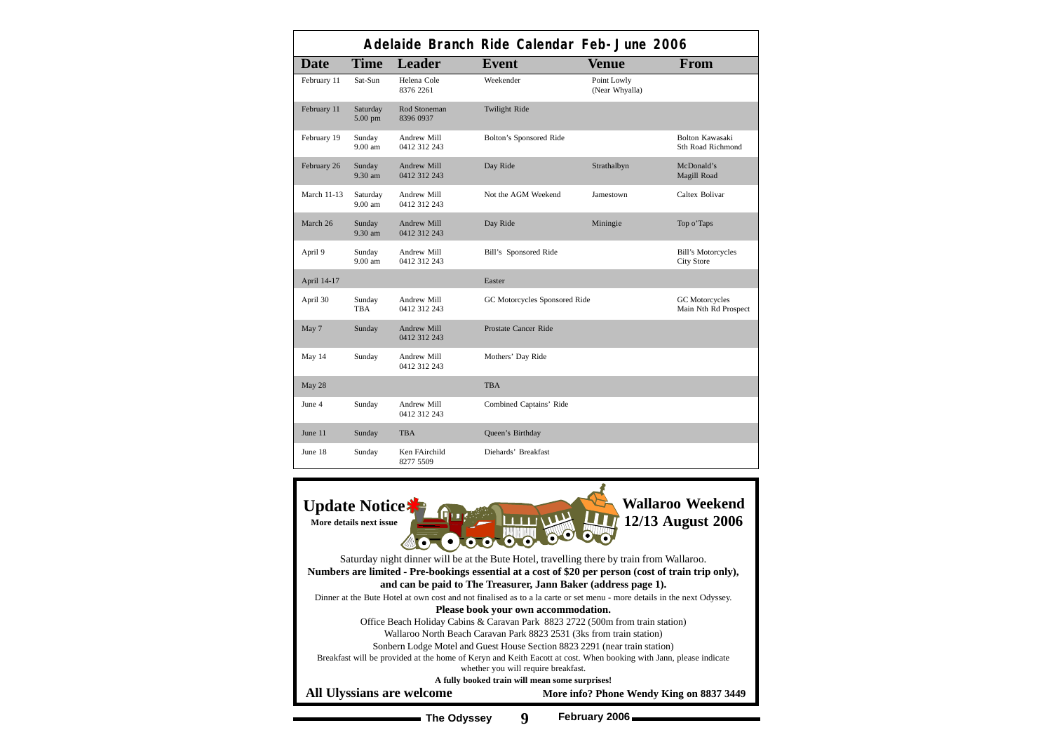# Adelaide Branch Ride Calendar Feb-June 2006

| Date | Time | Leader | Event | Venue | From |
|---|---|---|---|---|---|
| February 11 | Sat-Sun | Helena Cole 8376 2261 | Weekender | Point Lowly (Near Whyalla) | |
| February 11 | Saturday 5.00 pm | Rod Stoneman 8396 0937 | Twilight Ride | | |
| February 19 | Sunday 9.00 am | Andrew Mill 0412 312 243 | Bolton's Sponsored Ride | | Bolton Kawasaki Sth Road Richmond |
| February 26 | Sunday 9.30 am | Andrew Mill 0412 312 243 | Day Ride | Strathalbyn | McDonald's Magill Road |
| March 11-13 | Saturday 9.00 am | Andrew Mill 0412 312 243 | Not the AGM Weekend | Jamestown | Caltex Bolivar |
| March 26 | Sunday 9.30 am | Andrew Mill 0412 312 243 | Day Ride | Miningie | Top o'Taps |
| April 9 | Sunday 9.00 am | Andrew Mill 0412 312 243 | Bill's Sponsored Ride | | Bill's Motorcycles City Store |
| April 14-17 | | | Easter | | |
| April 30 | Sunday TBA | Andrew Mill 0412 312 243 | GC Motorcycles Sponsored Ride | | GC Motorcycles Main Nth Rd Prospect |
| May 7 | Sunday | Andrew Mill 0412 312 243 | Prostate Cancer Ride | | |
| May 14 | Sunday | Andrew Mill 0412 312 243 | Mothers' Day Ride | | |
| May 28 | | | TBA | | |
| June 4 | Sunday | Andrew Mill 0412 312 243 | Combined Captains' Ride | | |
| June 11 | Sunday | TBA | Queen's Birthday | | |
| June 18 | Sunday | Ken FAirchild 8277 5509 | Diehards' Breakfast | | |

## Update Notice

**More details next issue**

## Wallaroo Weekend 12/13 August 2006

Saturday night dinner will be at the Bute Hotel, travelling there by train from Wallaroo.

**Numbers are limited - Pre-bookings essential at a cost of $20 per person (cost of train trip only), and can be paid to The Treasurer, Jann Baker (address page 1).**

Dinner at the Bute Hotel at own cost and not finalised as to a la carte or set menu - more details in the next Odyssey.

**Please book your own accommodation.**

Office Beach Holiday Cabins & Caravan Park 8823 2722 (500m from train station)

Wallaroo North Beach Caravan Park 8823 2531 (3ks from train station)

Sonbern Lodge Motel and Guest House Section 8823 2291 (near train station)

Breakfast will be provided at the home of Keryn and Keith Eacott at cost. When booking with Jann, please indicate whether you will require breakfast.

**A fully booked train will mean some surprises!**

**All Ulyssians are welcome**

**More info? Phone Wendy King on 8837 3449**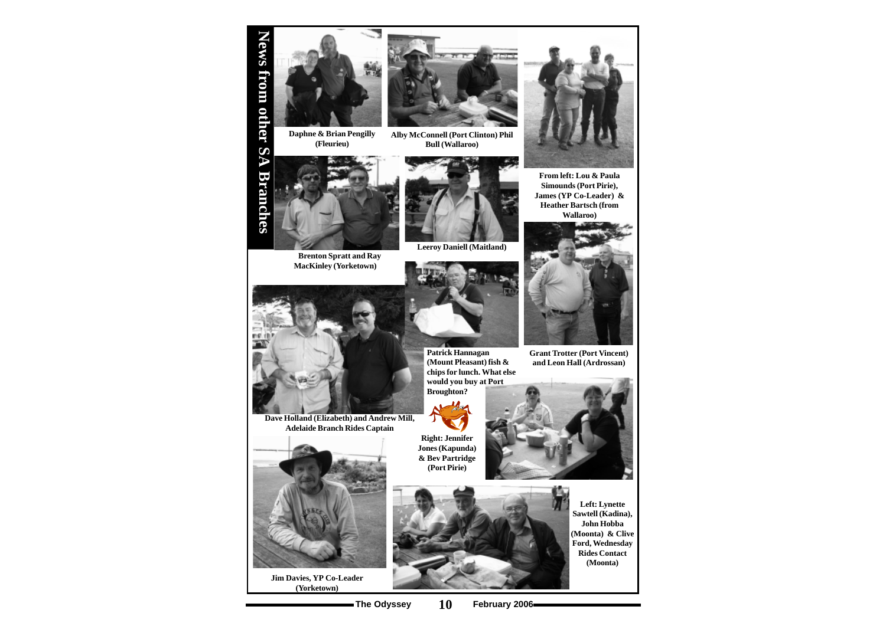# News from other SA Branches

Daphne & Brian Pengilly (Fleurieu)

Alby McConnell (Port Clinton) Phil Bull (Wallaroo)

From left: Lou & Paula Simounds (Port Pirie), James (YP Co-Leader) & Heather Bartsch (from Wallaroo)

Brenton Spratt and Ray MacKinley (Yorketown)

Leeroy Daniell (Maitland)

Patrick Hannagan (Mount Pleasant) fish & chips for lunch. What else would you buy at Port Broughton?

Grant Trotter (Port Vincent) and Leon Hall (Ardrossan)

Dave Holland (Elizabeth) and Andrew Mill, Adelaide Branch Rides Captain

Right: Jennifer Jones (Kapunda) & Bev Partridge (Port Pirie)

Jim Davies, YP Co-Leader (Yorketown)

Left: Lynette Sawtell (Kadina), John Hobba (Moonta) & Clive Ford, Wednesday Rides Contact (Moonta)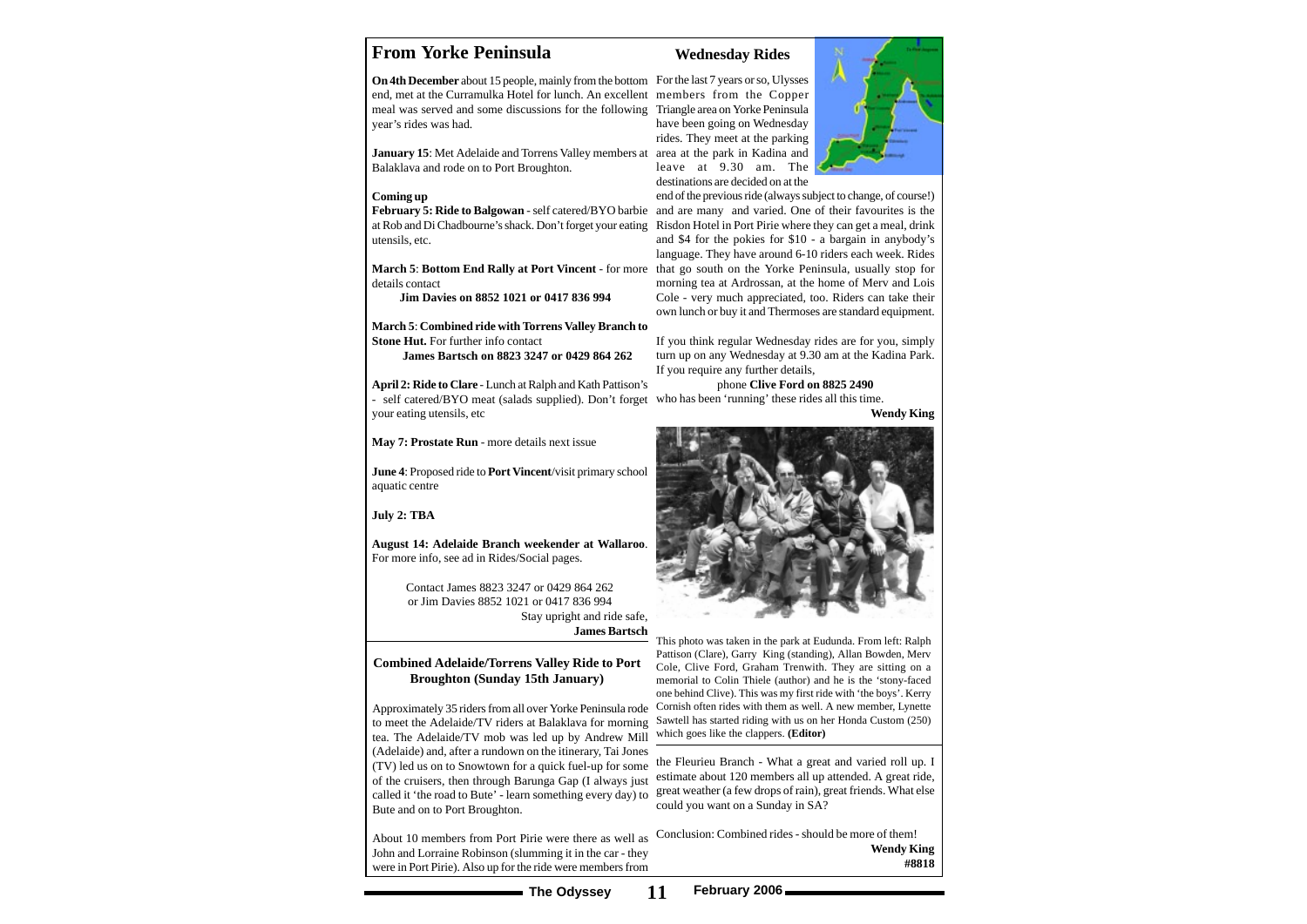## From Yorke Peninsula

**On 4th December** about 15 people, mainly from the bottom end, met at the Curramulka Hotel for lunch. An excellent meal was served and some discussions for the following year's rides was had.

**January 15**: Met Adelaide and Torrens Valley members at Balaklava and rode on to Port Broughton.

**Coming up**

**February 5: Ride to Balgowan** - self catered/BYO barbie at Rob and Di Chadbourne's shack. Don't forget your eating utensils, etc.

**March 5**: **Bottom End Rally at Port Vincent** - for more details contact

**Jim Davies on 8852 1021 or 0417 836 994**

**March 5**: **Combined ride with Torrens Valley Branch to Stone Hut.** For further info contact

**James Bartsch on 8823 3247 or 0429 864 262**

**April 2: Ride to Clare** - Lunch at Ralph and Kath Pattison's - self catered/BYO meat (salads supplied). Don't forget your eating utensils, etc

**May 7: Prostate Run** - more details next issue

**June 4**: Proposed ride to **Port Vincent**/visit primary school aquatic centre

**July 2: TBA**

**August 14: Adelaide Branch weekender at Wallaroo**. For more info, see ad in Rides/Social pages.

Contact James 8823 3247 or 0429 864 262
or Jim Davies 8852 1021 or 0417 836 994

Stay upright and ride safe,
**James Bartsch**

### Combined Adelaide/Torrens Valley Ride to Port Broughton (Sunday 15th January)

Approximately 35 riders from all over Yorke Peninsula rode to meet the Adelaide/TV riders at Balaklava for morning tea. The Adelaide/TV mob was led up by Andrew Mill (Adelaide) and, after a rundown on the itinerary, Tai Jones (TV) led us on to Snowtown for a quick fuel-up for some of the cruisers, then through Barunga Gap (I always just called it 'the road to Bute' - learn something every day) to Bute and on to Port Broughton.

About 10 members from Port Pirie were there as well as John and Lorraine Robinson (slumming it in the car - they were in Port Pirie). Also up for the ride were members from the Fleurieu Branch - What a great and varied roll up. I estimate about 120 members all up attended. A great ride, great weather (a few drops of rain), great friends. What else could you want on a Sunday in SA?

Conclusion: Combined rides - should be more of them!

**Wendy King**
**#8818**

## Wednesday Rides

For the last 7 years or so, Ulysses members from the Copper Triangle area on Yorke Peninsula have been going on Wednesday rides. They meet at the parking area at the park in Kadina and leave at 9.30 am. The destinations are decided on at the end of the previous ride (always subject to change, of course!) and are many and varied. One of their favourites is the Risdon Hotel in Port Pirie where they can get a meal, drink and $4 for the pokies for $10 - a bargain in anybody's language. They have around 6-10 riders each week. Rides that go south on the Yorke Peninsula, usually stop for morning tea at Ardrossan, at the home of Merv and Lois Cole - very much appreciated, too. Riders can take their own lunch or buy it and Thermoses are standard equipment.

If you think regular Wednesday rides are for you, simply turn up on any Wednesday at 9.30 am at the Kadina Park. If you require any further details,

phone **Clive Ford on 8825 2490**

who has been 'running' these rides all this time.

**Wendy King**

This photo was taken in the park at Eudunda. From left: Ralph Pattison (Clare), Garry King (standing), Allan Bowden, Merv Cole, Clive Ford, Graham Trenwith. They are sitting on a memorial to Colin Thiele (author) and he is the 'stony-faced one behind Clive). This was my first ride with 'the boys'. Kerry Cornish often rides with them as well. A new member, Lynette Sawtell has started riding with us on her Honda Custom (250) which goes like the clappers. **(Editor)**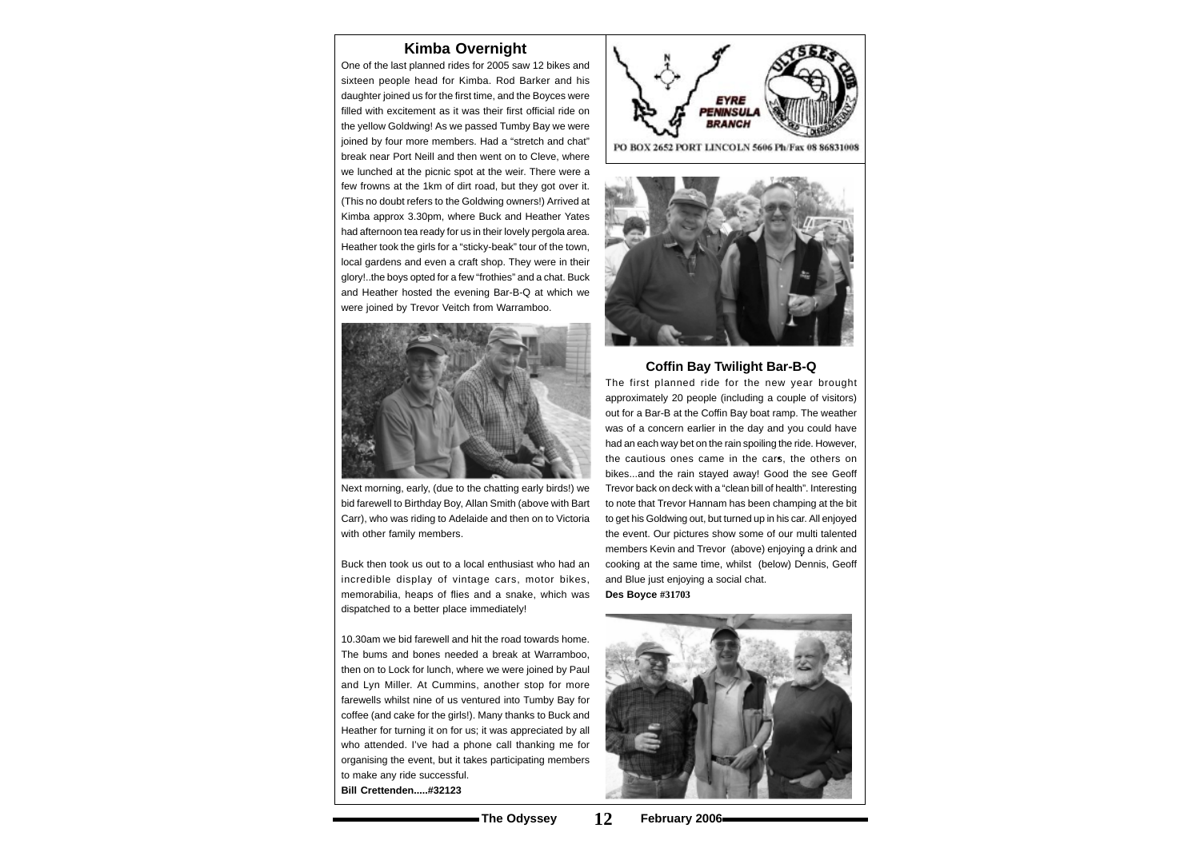## Kimba Overnight

One of the last planned rides for 2005 saw 12 bikes and sixteen people head for Kimba. Rod Barker and his daughter joined us for the first time, and the Boyces were filled with excitement as it was their first official ride on the yellow Goldwing! As we passed Tumby Bay we were joined by four more members. Had a "stretch and chat" break near Port Neill and then went on to Cleve, where we lunched at the picnic spot at the weir. There were a few frowns at the 1km of dirt road, but they got over it. (This no doubt refers to the Goldwing owners!) Arrived at Kimba approx 3.30pm, where Buck and Heather Yates had afternoon tea ready for us in their lovely pergola area. Heather took the girls for a "sticky-beak" tour of the town, local gardens and even a craft shop. They were in their glory!..the boys opted for a few "frothies" and a chat. Buck and Heather hosted the evening Bar-B-Q at which we were joined by Trevor Veitch from Warramboo.

Next morning, early, (due to the chatting early birds!) we bid farewell to Birthday Boy, Allan Smith (above with Bart Carr), who was riding to Adelaide and then on to Victoria with other family members.

Buck then took us out to a local enthusiast who had an incredible display of vintage cars, motor bikes, memorabilia, heaps of flies and a snake, which was dispatched to a better place immediately!

10.30am we bid farewell and hit the road towards home. The bums and bones needed a break at Warramboo, then on to Lock for lunch, where we were joined by Paul and Lyn Miller. At Cummins, another stop for more farewells whilst nine of us ventured into Tumby Bay for coffee (and cake for the girls!). Many thanks to Buck and Heather for turning it on for us; it was appreciated by all who attended. I've had a phone call thanking me for organising the event, but it takes participating members to make any ride successful.

**Bill Crettenden.....#32123**

EYRE PENINSULA BRANCH

ULYSSES CLUB

PO BOX 2652 PORT LINCOLN 5606 Ph/Fax 08 86831008

## Coffin Bay Twilight Bar-B-Q

The first planned ride for the new year brought approximately 20 people (including a couple of visitors) out for a Bar-B at the Coffin Bay boat ramp. The weather was of a concern earlier in the day and you could have had an each way bet on the rain spoiling the ride. However, the cautious ones came in the cars, the others on bikes...and the rain stayed away! Good the see Geoff Trevor back on deck with a "clean bill of health". Interesting to note that Trevor Hannam has been champing at the bit to get his Goldwing out, but turned up in his car. All enjoyed the event. Our pictures show some of our multi talented members Kevin and Trevor (above) enjoying a drink and cooking at the same time, whilst (below) Dennis, Geoff and Blue just enjoying a social chat.

**Des Boyce #31703**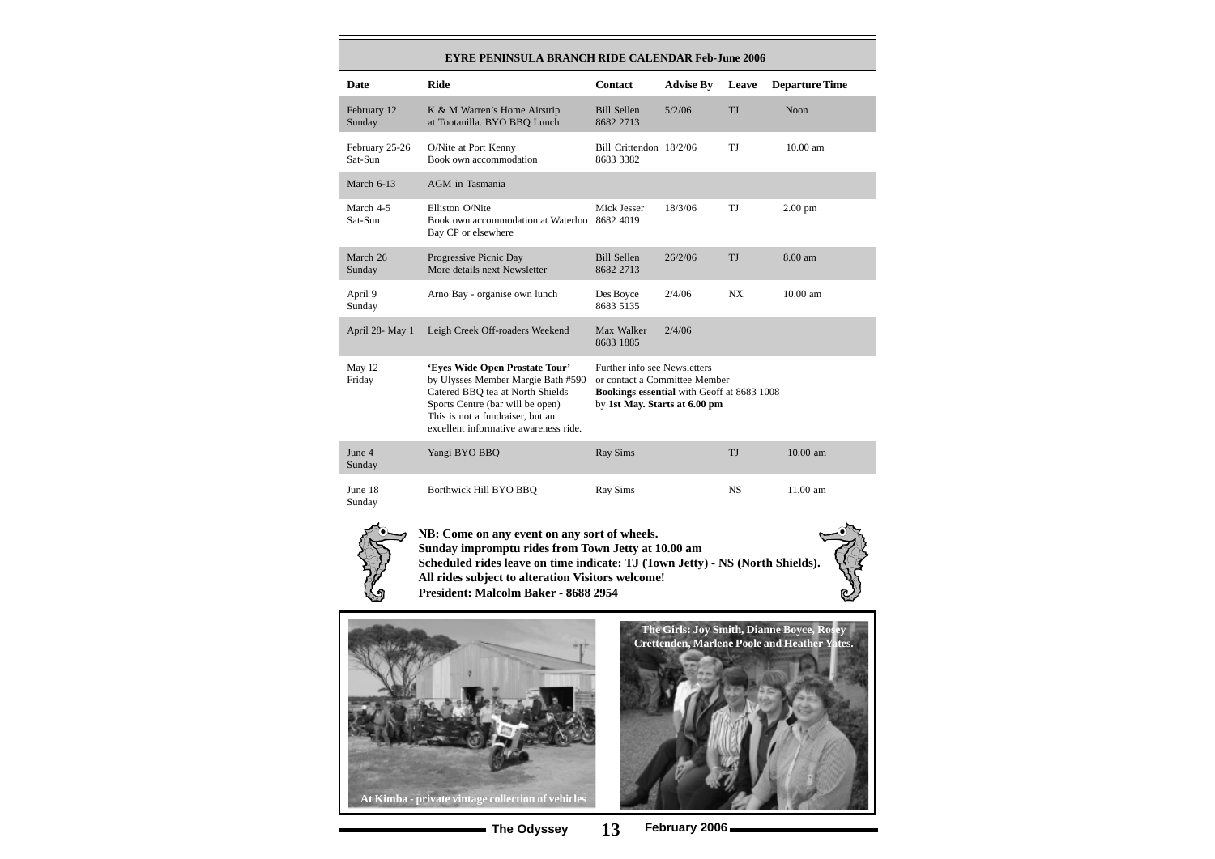## EYRE PENINSULA BRANCH RIDE CALENDAR Feb-June 2006

| Date | Ride | Contact | Advise By | Leave | Departure Time |
|---|---|---|---|---|---|
| February 12 Sunday | K & M Warren's Home Airstrip at Tootanilla. BYO BBQ Lunch | Bill Sellen 8682 2713 | 5/2/06 | TJ | Noon |
| February 25-26 Sat-Sun | O/Nite at Port Kenny Book own accommodation | Bill Crittendon 8683 3382 | 18/2/06 | TJ | 10.00 am |
| March 6-13 | AGM in Tasmania | | | | |
| March 4-5 Sat-Sun | Elliston O/Nite Book own accommodation at Waterloo Bay CP or elsewhere | Mick Jesser 8682 4019 | 18/3/06 | TJ | 2.00 pm |
| March 26 Sunday | Progressive Picnic Day More details next Newsletter | Bill Sellen 8682 2713 | 26/2/06 | TJ | 8.00 am |
| April 9 Sunday | Arno Bay - organise own lunch | Des Boyce 8683 5135 | 2/4/06 | NX | 10.00 am |
| April 28- May 1 | Leigh Creek Off-roaders Weekend | Max Walker 8683 1885 | 2/4/06 | | |
| May 12 Friday | **'Eyes Wide Open Prostate Tour'** by Ulysses Member Margie Bath #590 Catered BBQ tea at North Shields Sports Centre (bar will be open) This is not a fundraiser, but an excellent informative awareness ride. | Further info see Newsletters or contact a Committee Member **Bookings essential** with Geoff at 8683 1008 by **1st May. Starts at 6.00 pm** | | | |
| June 4 Sunday | Yangi BYO BBQ | Ray Sims | | TJ | 10.00 am |
| June 18 Sunday | Borthwick Hill BYO BBQ | Ray Sims | | NS | 11.00 am |

**NB: Come on any event on any sort of wheels.**
**Sunday impromptu rides from Town Jetty at 10.00 am**
**Scheduled rides leave on time indicate: TJ (Town Jetty) - NS (North Shields).**
**All rides subject to alteration Visitors welcome!**
**President: Malcolm Baker - 8688 2954**

At Kimba - private vintage collection of vehicles

The Girls: Joy Smith, Dianne Boyce, Rosey Crettenden, Marlene Poole and Heather Yates.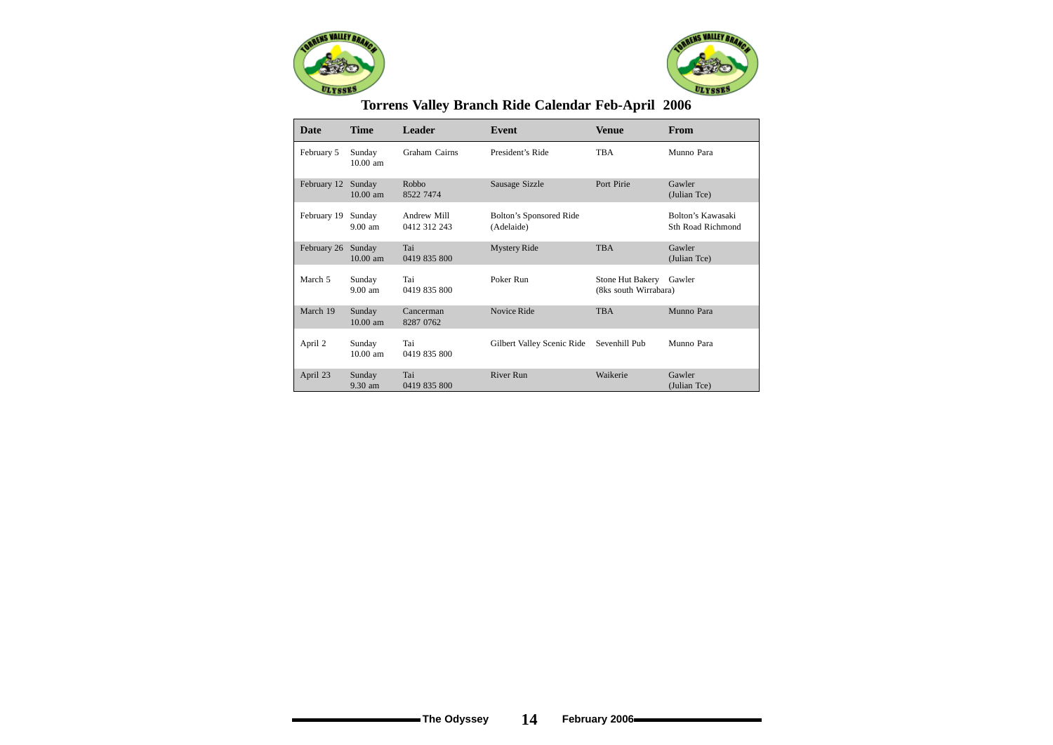## Torrens Valley Branch Ride Calendar Feb-April 2006

| Date | Time | Leader | Event | Venue | From |
|---|---|---|---|---|---|
| February 5 | Sunday 10.00 am | Graham Cairns | President's Ride | TBA | Munno Para |
| February 12 | Sunday 10.00 am | Robbo 8522 7474 | Sausage Sizzle | Port Pirie | Gawler (Julian Tce) |
| February 19 | Sunday 9.00 am | Andrew Mill 0412 312 243 | Bolton's Sponsored Ride (Adelaide) | | Bolton's Kawasaki Sth Road Richmond |
| February 26 | Sunday 10.00 am | Tai 0419 835 800 | Mystery Ride | TBA | Gawler (Julian Tce) |
| March 5 | Sunday 9.00 am | Tai 0419 835 800 | Poker Run | Stone Hut Bakery (8ks south Wirrabara) | Gawler |
| March 19 | Sunday 10.00 am | Cancerman 8287 0762 | Novice Ride | TBA | Munno Para |
| April 2 | Sunday 10.00 am | Tai 0419 835 800 | Gilbert Valley Scenic Ride | Sevenhill Pub | Munno Para |
| April 23 | Sunday 9.30 am | Tai 0419 835 800 | River Run | Waikerie | Gawler (Julian Tce) |